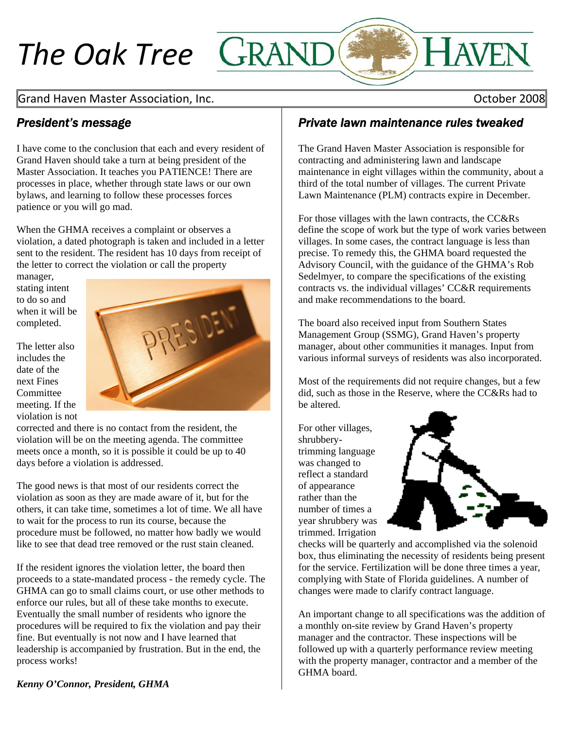# The Oak Tree

Grand Haven Master Association, Inc. — October 2008

## *President's message*

I have come to the conclusion that each and every resident of Grand Haven should take a turn at being president of the Master Association. It teaches you PATIENCE! There are processes in place, whether through state laws or our own bylaws, and learning to follow these processes forces patience or you will go mad.

When the GHMA receives a complaint or observes a violation, a dated photograph is taken and included in a letter sent to the resident. The resident has 10 days from receipt of the letter to correct the violation or call the property manager, stating intent to do so and when it will be completed.

The letter also includes the date of the next Fines Committee meeting. If the violation is not corrected and there is no contact from the resident, the violation will be on the meeting agenda. The committee meets once a month, so it is possible it could be up to 40 days before a violation is addressed.

The good news is that most of our residents correct the violation as soon as they are made aware of it, but for the others, it can take time, sometimes a lot of time. We all have to wait for the process to run its course, because the procedure must be followed, no matter how badly we would like to see that dead tree removed or the rust stain cleaned.

If the resident ignores the violation letter, the board then proceeds to a state-mandated process - the remedy cycle. The GHMA can go to small claims court, or use other methods to enforce our rules, but all of these take months to execute. Eventually the small number of residents who ignore the procedures will be required to fix the violation and pay their fine. But eventually is not now and I have learned that leadership is accompanied by frustration. But in the end, the process works!

***Kenny O'Connor, President, GHMA***

## *Private lawn maintenance rules tweaked*

The Grand Haven Master Association is responsible for contracting and administering lawn and landscape maintenance in eight villages within the community, about a third of the total number of villages. The current Private Lawn Maintenance (PLM) contracts expire in December.

For those villages with the lawn contracts, the CC&Rs define the scope of work but the type of work varies between villages. In some cases, the contract language is less than precise. To remedy this, the GHMA board requested the Advisory Council, with the guidance of the GHMA's Rob Sedelmyer, to compare the specifications of the existing contracts vs. the individual villages' CC&R requirements and make recommendations to the board.

The board also received input from Southern States Management Group (SSMG), Grand Haven's property manager, about other communities it manages. Input from various informal surveys of residents was also incorporated.

Most of the requirements did not require changes, but a few did, such as those in the Reserve, where the CC&Rs had to be altered.

For other villages, shrubbery-trimming language was changed to reflect a standard of appearance rather than the number of times a year shrubbery was trimmed. Irrigation checks will be quarterly and accomplished via the solenoid box, thus eliminating the necessity of residents being present for the service. Fertilization will be done three times a year, complying with State of Florida guidelines. A number of changes were made to clarify contract language.

An important change to all specifications was the addition of a monthly on-site review by Grand Haven's property manager and the contractor. These inspections will be followed up with a quarterly performance review meeting with the property manager, contractor and a member of the GHMA board.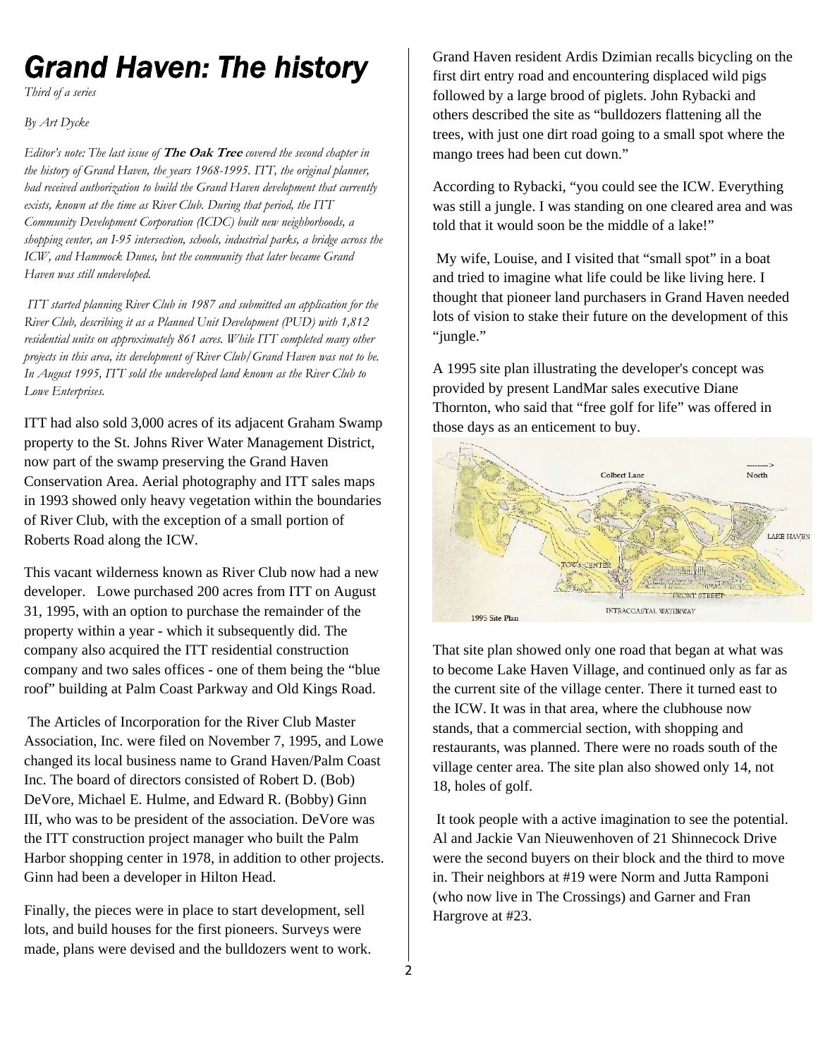# Grand Haven: The history

*Third of a series*

*By Art Dycke*

*Editor's note: The last issue of **The Oak Tree** covered the second chapter in the history of Grand Haven, the years 1968-1995. ITT, the original planner, had received authorization to build the Grand Haven development that currently exists, known at the time as River Club. During that period, the ITT Community Development Corporation (ICDC) built new neighborhoods, a shopping center, an I-95 intersection, schools, industrial parks, a bridge across the ICW, and Hammock Dunes, but the community that later became Grand Haven was still undeveloped.*

*ITT started planning River Club in 1987 and submitted an application for the River Club, describing it as a Planned Unit Development (PUD) with 1,812 residential units on approximately 861 acres. While ITT completed many other projects in this area, its development of River Club/Grand Haven was not to be. In August 1995, ITT sold the undeveloped land known as the River Club to Lowe Enterprises.*

ITT had also sold 3,000 acres of its adjacent Graham Swamp property to the St. Johns River Water Management District, now part of the swamp preserving the Grand Haven Conservation Area. Aerial photography and ITT sales maps in 1993 showed only heavy vegetation within the boundaries of River Club, with the exception of a small portion of Roberts Road along the ICW.

This vacant wilderness known as River Club now had a new developer. Lowe purchased 200 acres from ITT on August 31, 1995, with an option to purchase the remainder of the property within a year - which it subsequently did. The company also acquired the ITT residential construction company and two sales offices - one of them being the "blue roof" building at Palm Coast Parkway and Old Kings Road.

The Articles of Incorporation for the River Club Master Association, Inc. were filed on November 7, 1995, and Lowe changed its local business name to Grand Haven/Palm Coast Inc. The board of directors consisted of Robert D. (Bob) DeVore, Michael E. Hulme, and Edward R. (Bobby) Ginn III, who was to be president of the association. DeVore was the ITT construction project manager who built the Palm Harbor shopping center in 1978, in addition to other projects. Ginn had been a developer in Hilton Head.

Finally, the pieces were in place to start development, sell lots, and build houses for the first pioneers. Surveys were made, plans were devised and the bulldozers went to work.

Grand Haven resident Ardis Dzimian recalls bicycling on the first dirt entry road and encountering displaced wild pigs followed by a large brood of piglets. John Rybacki and others described the site as "bulldozers flattening all the trees, with just one dirt road going to a small spot where the mango trees had been cut down."

According to Rybacki, "you could see the ICW. Everything was still a jungle. I was standing on one cleared area and was told that it would soon be the middle of a lake!"

My wife, Louise, and I visited that "small spot" in a boat and tried to imagine what life could be like living here. I thought that pioneer land purchasers in Grand Haven needed lots of vision to stake their future on the development of this "jungle."

A 1995 site plan illustrating the developer's concept was provided by present LandMar sales executive Diane Thornton, who said that "free golf for life" was offered in those days as an enticement to buy.

That site plan showed only one road that began at what was to become Lake Haven Village, and continued only as far as the current site of the village center. There it turned east to the ICW. It was in that area, where the clubhouse now stands, that a commercial section, with shopping and restaurants, was planned. There were no roads south of the village center area. The site plan also showed only 14, not 18, holes of golf.

It took people with a active imagination to see the potential. Al and Jackie Van Nieuwenhoven of 21 Shinnecock Drive were the second buyers on their block and the third to move in. Their neighbors at #19 were Norm and Jutta Ramponi (who now live in The Crossings) and Garner and Fran Hargrove at #23.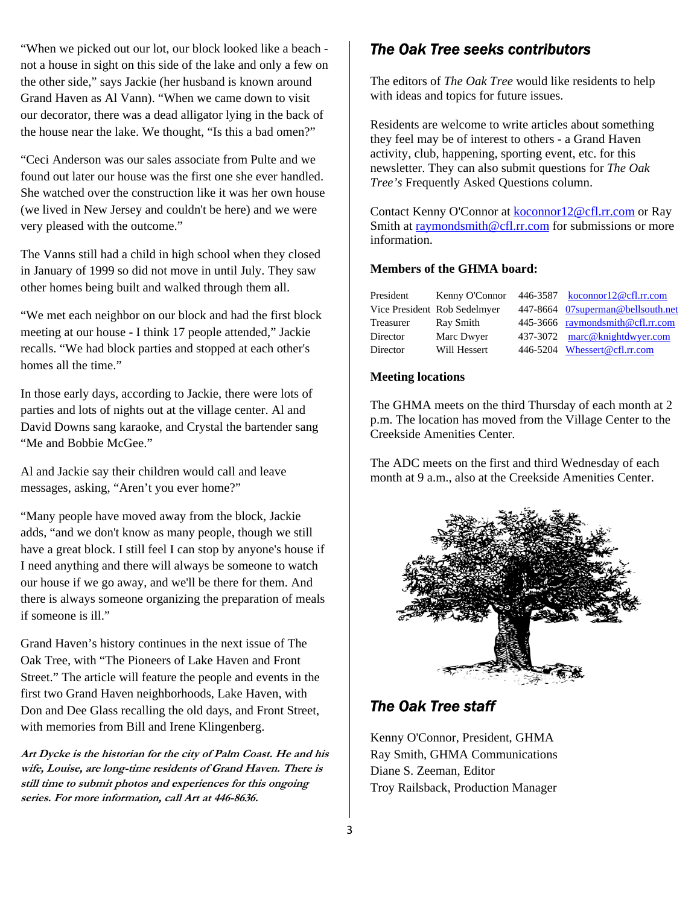"When we picked out our lot, our block looked like a beach - not a house in sight on this side of the lake and only a few on the other side," says Jackie (her husband is known around Grand Haven as Al Vann). "When we came down to visit our decorator, there was a dead alligator lying in the back of the house near the lake. We thought, "Is this a bad omen?"

"Ceci Anderson was our sales associate from Pulte and we found out later our house was the first one she ever handled. She watched over the construction like it was her own house (we lived in New Jersey and couldn't be here) and we were very pleased with the outcome."

The Vanns still had a child in high school when they closed in January of 1999 so did not move in until July. They saw other homes being built and walked through them all.

"We met each neighbor on our block and had the first block meeting at our house - I think 17 people attended," Jackie recalls. "We had block parties and stopped at each other's homes all the time."

In those early days, according to Jackie, there were lots of parties and lots of nights out at the village center. Al and David Downs sang karaoke, and Crystal the bartender sang "Me and Bobbie McGee."

Al and Jackie say their children would call and leave messages, asking, "Aren't you ever home?"

"Many people have moved away from the block, Jackie adds, "and we don't know as many people, though we still have a great block. I still feel I can stop by anyone's house if I need anything and there will always be someone to watch our house if we go away, and we'll be there for them. And there is always someone organizing the preparation of meals if someone is ill."

Grand Haven's history continues in the next issue of The Oak Tree, with "The Pioneers of Lake Haven and Front Street." The article will feature the people and events in the first two Grand Haven neighborhoods, Lake Haven, with Don and Dee Glass recalling the old days, and Front Street, with memories from Bill and Irene Klingenberg.

***Art Dycke is the historian for the city of Palm Coast. He and his wife, Louise, are long-time residents of Grand Haven. There is still time to submit photos and experiences for this ongoing series. For more information, call Art at 446-8636.***

## *The Oak Tree seeks contributors*

The editors of *The Oak Tree* would like residents to help with ideas and topics for future issues.

Residents are welcome to write articles about something they feel may be of interest to others - a Grand Haven activity, club, happening, sporting event, etc. for this newsletter. They can also submit questions for *The Oak Tree's* Frequently Asked Questions column.

Contact Kenny O'Connor at koconnor12@cfl.rr.com or Ray Smith at raymondsmith@cfl.rr.com for submissions or more information.

**Members of the GHMA board:**

| | | | |
|---|---|---|---|
| President | Kenny O'Connor | 446-3587 | koconnor12@cfl.rr.com |
| Vice President | Rob Sedelmyer | 447-8664 | 07superman@bellsouth.net |
| Treasurer | Ray Smith | 445-3666 | raymondsmith@cfl.rr.com |
| Director | Marc Dwyer | 437-3072 | marc@knightdwyer.com |
| Director | Will Hessert | 446-5204 | Whessert@cfl.rr.com |

**Meeting locations**

The GHMA meets on the third Thursday of each month at 2 p.m. The location has moved from the Village Center to the Creekside Amenities Center.

The ADC meets on the first and third Wednesday of each month at 9 a.m., also at the Creekside Amenities Center.

## *The Oak Tree staff*

Kenny O'Connor, President, GHMA
Ray Smith, GHMA Communications
Diane S. Zeeman, Editor
Troy Railsback, Production Manager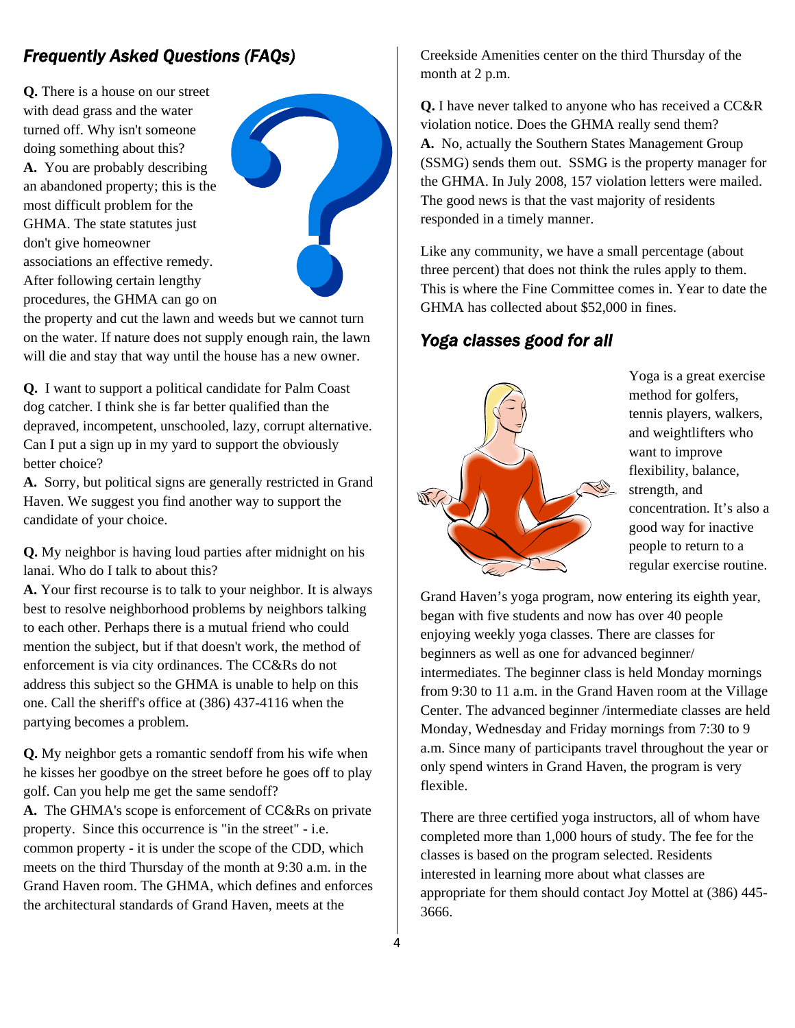## Frequently Asked Questions (FAQs)

**Q.** There is a house on our street with dead grass and the water turned off. Why isn't someone doing something about this?
**A.** You are probably describing an abandoned property; this is the most difficult problem for the GHMA. The state statutes just don't give homeowner associations an effective remedy. After following certain lengthy procedures, the GHMA can go on the property and cut the lawn and weeds but we cannot turn on the water. If nature does not supply enough rain, the lawn will die and stay that way until the house has a new owner.

**Q.** I want to support a political candidate for Palm Coast dog catcher. I think she is far better qualified than the depraved, incompetent, unschooled, lazy, corrupt alternative. Can I put a sign up in my yard to support the obviously better choice?
**A.** Sorry, but political signs are generally restricted in Grand Haven. We suggest you find another way to support the candidate of your choice.

**Q.** My neighbor is having loud parties after midnight on his lanai. Who do I talk to about this?
**A.** Your first recourse is to talk to your neighbor. It is always best to resolve neighborhood problems by neighbors talking to each other. Perhaps there is a mutual friend who could mention the subject, but if that doesn't work, the method of enforcement is via city ordinances. The CC&Rs do not address this subject so the GHMA is unable to help on this one. Call the sheriff's office at (386) 437-4116 when the partying becomes a problem.

**Q.** My neighbor gets a romantic sendoff from his wife when he kisses her goodbye on the street before he goes off to play golf. Can you help me get the same sendoff?
**A.** The GHMA's scope is enforcement of CC&Rs on private property. Since this occurrence is "in the street" - i.e. common property - it is under the scope of the CDD, which meets on the third Thursday of the month at 9:30 a.m. in the Grand Haven room. The GHMA, which defines and enforces the architectural standards of Grand Haven, meets at the Creekside Amenities center on the third Thursday of the month at 2 p.m.

**Q.** I have never talked to anyone who has received a CC&R violation notice. Does the GHMA really send them?
**A.** No, actually the Southern States Management Group (SSMG) sends them out. SSMG is the property manager for the GHMA. In July 2008, 157 violation letters were mailed. The good news is that the vast majority of residents responded in a timely manner.

Like any community, we have a small percentage (about three percent) that does not think the rules apply to them. This is where the Fine Committee comes in. Year to date the GHMA has collected about $52,000 in fines.

## Yoga classes good for all

Yoga is a great exercise method for golfers, tennis players, walkers, and weightlifters who want to improve flexibility, balance, strength, and concentration. It's also a good way for inactive people to return to a regular exercise routine.

Grand Haven's yoga program, now entering its eighth year, began with five students and now has over 40 people enjoying weekly yoga classes. There are classes for beginners as well as one for advanced beginner/intermediates. The beginner class is held Monday mornings from 9:30 to 11 a.m. in the Grand Haven room at the Village Center. The advanced beginner /intermediate classes are held Monday, Wednesday and Friday mornings from 7:30 to 9 a.m. Since many of participants travel throughout the year or only spend winters in Grand Haven, the program is very flexible.

There are three certified yoga instructors, all of whom have completed more than 1,000 hours of study. The fee for the classes is based on the program selected. Residents interested in learning more about what classes are appropriate for them should contact Joy Mottel at (386) 445-3666.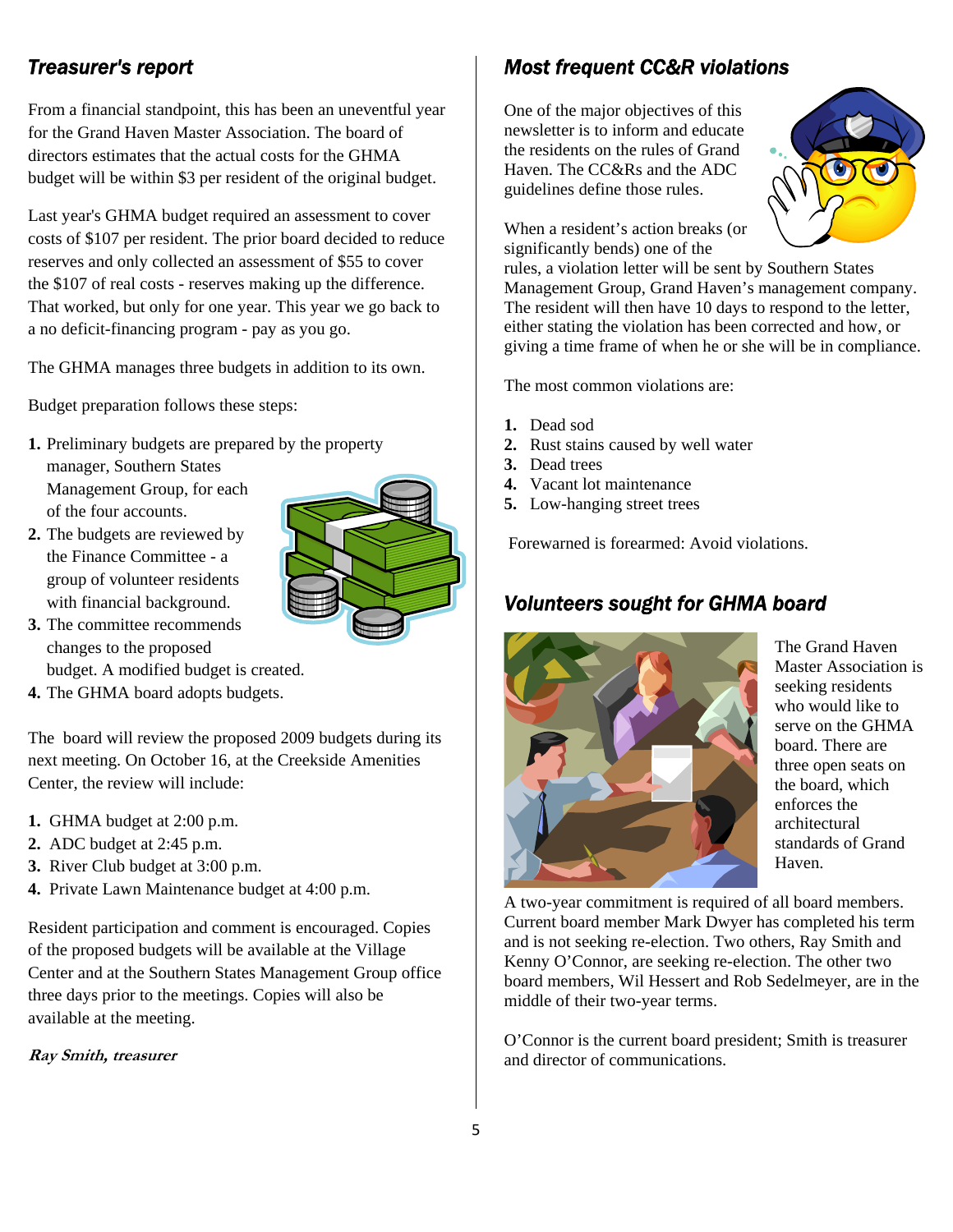## *Treasurer's report*

From a financial standpoint, this has been an uneventful year for the Grand Haven Master Association. The board of directors estimates that the actual costs for the GHMA budget will be within $3 per resident of the original budget.

Last year's GHMA budget required an assessment to cover costs of $107 per resident. The prior board decided to reduce reserves and only collected an assessment of $55 to cover the $107 of real costs - reserves making up the difference. That worked, but only for one year. This year we go back to a no deficit-financing program - pay as you go.

The GHMA manages three budgets in addition to its own.

Budget preparation follows these steps:

1. Preliminary budgets are prepared by the property manager, Southern States Management Group, for each of the four accounts.
2. The budgets are reviewed by the Finance Committee - a group of volunteer residents with financial background.
3. The committee recommends changes to the proposed budget. A modified budget is created.
4. The GHMA board adopts budgets.

The board will review the proposed 2009 budgets during its next meeting. On October 16, at the Creekside Amenities Center, the review will include:

1. GHMA budget at 2:00 p.m.
2. ADC budget at 2:45 p.m.
3. River Club budget at 3:00 p.m.
4. Private Lawn Maintenance budget at 4:00 p.m.

Resident participation and comment is encouraged. Copies of the proposed budgets will be available at the Village Center and at the Southern States Management Group office three days prior to the meetings. Copies will also be available at the meeting.

***Ray Smith, treasurer***

## *Most frequent CC&R violations*

One of the major objectives of this newsletter is to inform and educate the residents on the rules of Grand Haven. The CC&Rs and the ADC guidelines define those rules.

When a resident's action breaks (or significantly bends) one of the rules, a violation letter will be sent by Southern States Management Group, Grand Haven's management company. The resident will then have 10 days to respond to the letter, either stating the violation has been corrected and how, or giving a time frame of when he or she will be in compliance.

The most common violations are:

1. Dead sod
2. Rust stains caused by well water
3. Dead trees
4. Vacant lot maintenance
5. Low-hanging street trees

Forewarned is forearmed: Avoid violations.

## *Volunteers sought for GHMA board*

The Grand Haven Master Association is seeking residents who would like to serve on the GHMA board. There are three open seats on the board, which enforces the architectural standards of Grand Haven.

A two-year commitment is required of all board members. Current board member Mark Dwyer has completed his term and is not seeking re-election. Two others, Ray Smith and Kenny O'Connor, are seeking re-election. The other two board members, Wil Hessert and Rob Sedelmeyer, are in the middle of their two-year terms.

O'Connor is the current board president; Smith is treasurer and director of communications.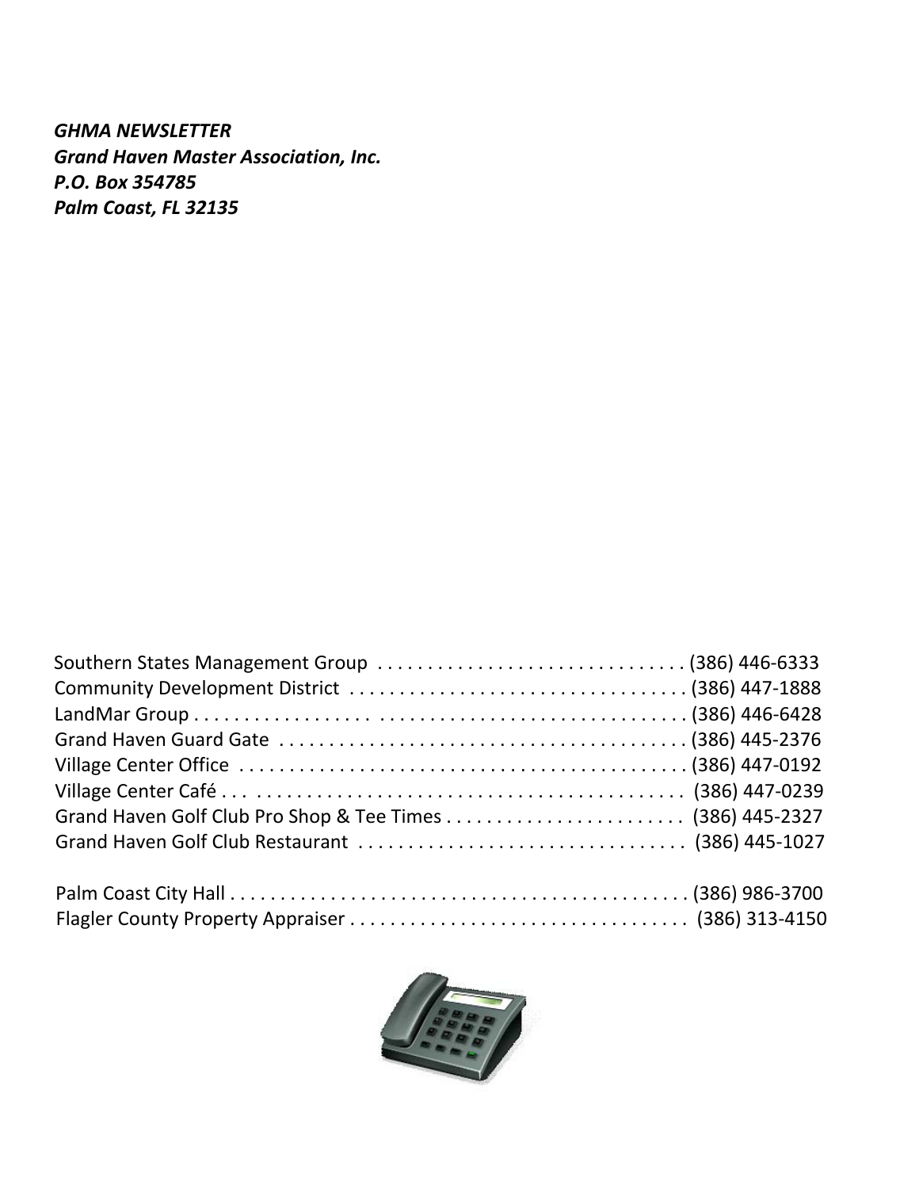***GHMA NEWSLETTER***
***Grand Haven Master Association, Inc.***
***P.O. Box 354785***
***Palm Coast, FL 32135***

Southern States Management Group . . . . . . . . . . . . . . . . . . . . . . . . . . . . . . (386) 446-6333
Community Development District . . . . . . . . . . . . . . . . . . . . . . . . . . . . . . . . . (386) 447-1888
LandMar Group . . . . . . . . . . . . . . . . . . . . . . . . . . . . . . . . . . . . . . . . . . . . . . . . (386) 446-6428
Grand Haven Guard Gate . . . . . . . . . . . . . . . . . . . . . . . . . . . . . . . . . . . . . . . . (386) 445-2376
Village Center Office . . . . . . . . . . . . . . . . . . . . . . . . . . . . . . . . . . . . . . . . . . . (386) 447-0192
Village Center Café . . . . . . . . . . . . . . . . . . . . . . . . . . . . . . . . . . . . . . . . . . . . (386) 447-0239
Grand Haven Golf Club Pro Shop & Tee Times . . . . . . . . . . . . . . . . . . . . . . . (386) 445-2327
Grand Haven Golf Club Restaurant . . . . . . . . . . . . . . . . . . . . . . . . . . . . . . . . (386) 445-1027

Palm Coast City Hall . . . . . . . . . . . . . . . . . . . . . . . . . . . . . . . . . . . . . . . . . . . . . (386) 986-3700
Flagler County Property Appraiser . . . . . . . . . . . . . . . . . . . . . . . . . . . . . . . . . (386) 313-4150